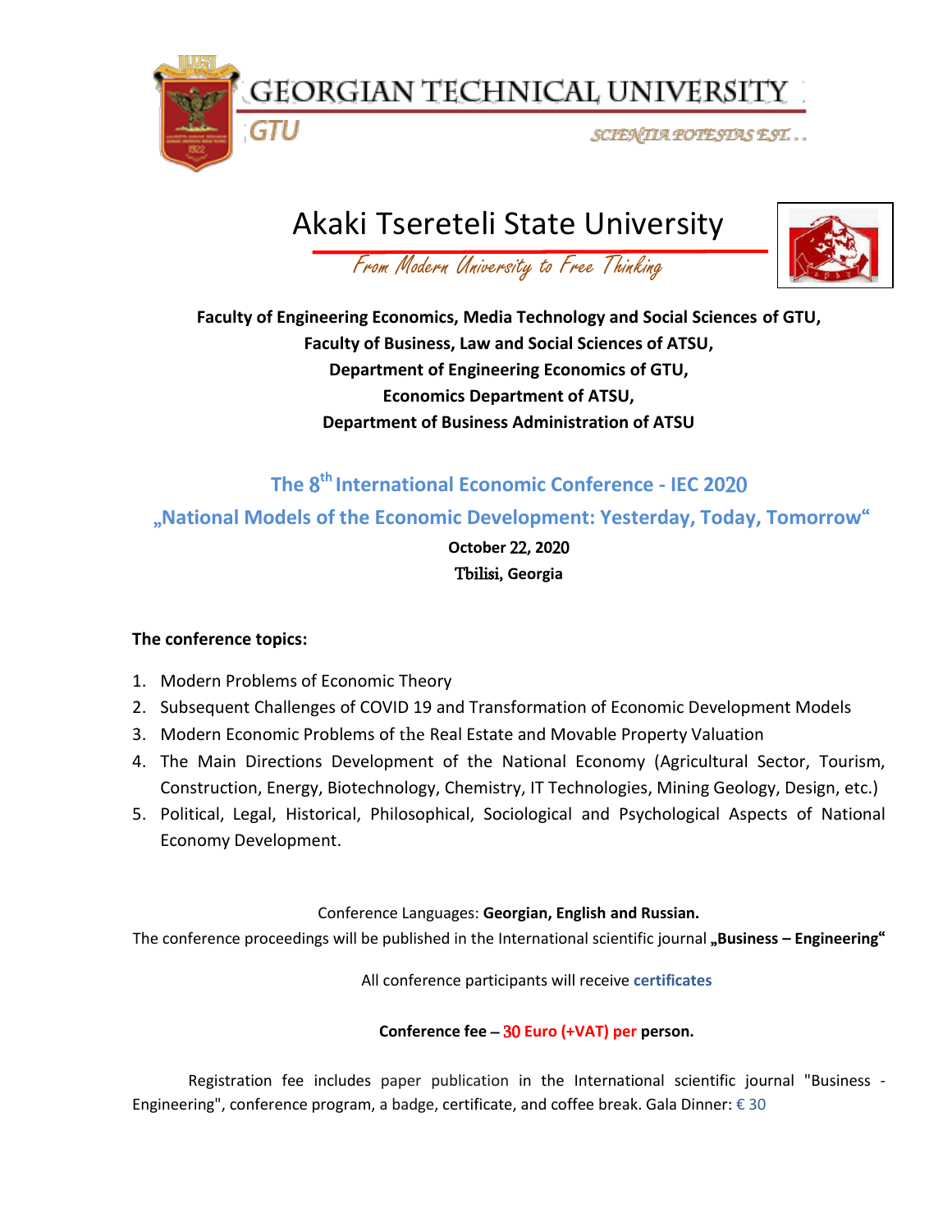# GEORGIAN TECHNICAL UNIVERSITY

GTU

SCIENTIA POTESTAS EST...

# Akaki Tsereteli State University

*From Modern University to Free Thinking*

**Faculty of Engineering Economics, Media Technology and Social Sciences of GTU,**
**Faculty of Business, Law and Social Sciences of ATSU,**
**Department of Engineering Economics of GTU,**
**Economics Department of ATSU,**
**Department of Business Administration of ATSU**

## The 8th International Economic Conference - IEC 2020

## „National Models of the Economic Development: Yesterday, Today, Tomorrow“

**October 22, 2020**
**Tbilisi, Georgia**

**The conference topics:**

1. Modern Problems of Economic Theory
2. Subsequent Challenges of COVID 19 and Transformation of Economic Development Models
3. Modern Economic Problems of the Real Estate and Movable Property Valuation
4. The Main Directions Development of the National Economy (Agricultural Sector, Tourism, Construction, Energy, Biotechnology, Chemistry, IT Technologies, Mining Geology, Design, etc.)
5. Political, Legal, Historical, Philosophical, Sociological and Psychological Aspects of National Economy Development.

Conference Languages: **Georgian, English and Russian.**

The conference proceedings will be published in the International scientific journal **„Business – Engineering“**

All conference participants will receive **certificates**

**Conference fee – 30 Euro (+VAT) per person.**

Registration fee includes paper publication in the International scientific journal "Business - Engineering", conference program, a badge, certificate, and coffee break. Gala Dinner: € 30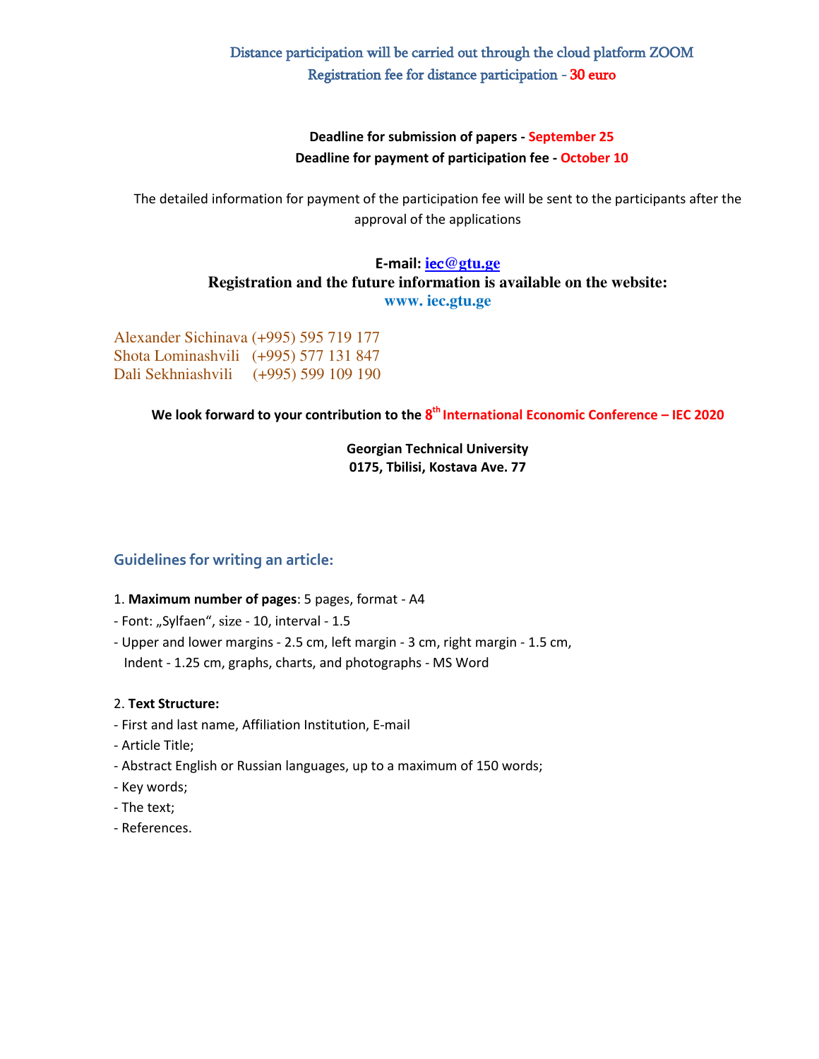Distance participation will be carried out through the cloud platform ZOOM
Registration fee for distance participation - 30 euro

**Deadline for submission of papers - September 25**
**Deadline for payment of participation fee - October 10**

The detailed information for payment of the participation fee will be sent to the participants after the approval of the applications

**E-mail: iec@gtu.ge**
**Registration and the future information is available on the website:**
**www. iec.gtu.ge**

Alexander Sichinava (+995) 595 719 177
Shota Lominashvili (+995) 577 131 847
Dali Sekhniashvili (+995) 599 109 190

**We look forward to your contribution to the 8th International Economic Conference – IEC 2020**

**Georgian Technical University**
**0175, Tbilisi, Kostava Ave. 77**

## Guidelines for writing an article:

1. **Maximum number of pages**: 5 pages, format - A4
- Font: „Sylfaen", size - 10, interval - 1.5
- Upper and lower margins - 2.5 cm, left margin - 3 cm, right margin - 1.5 cm, Indent - 1.25 cm, graphs, charts, and photographs - MS Word

2. **Text Structure:**
- First and last name, Affiliation Institution, E-mail
- Article Title;
- Abstract English or Russian languages, up to a maximum of 150 words;
- Key words;
- The text;
- References.